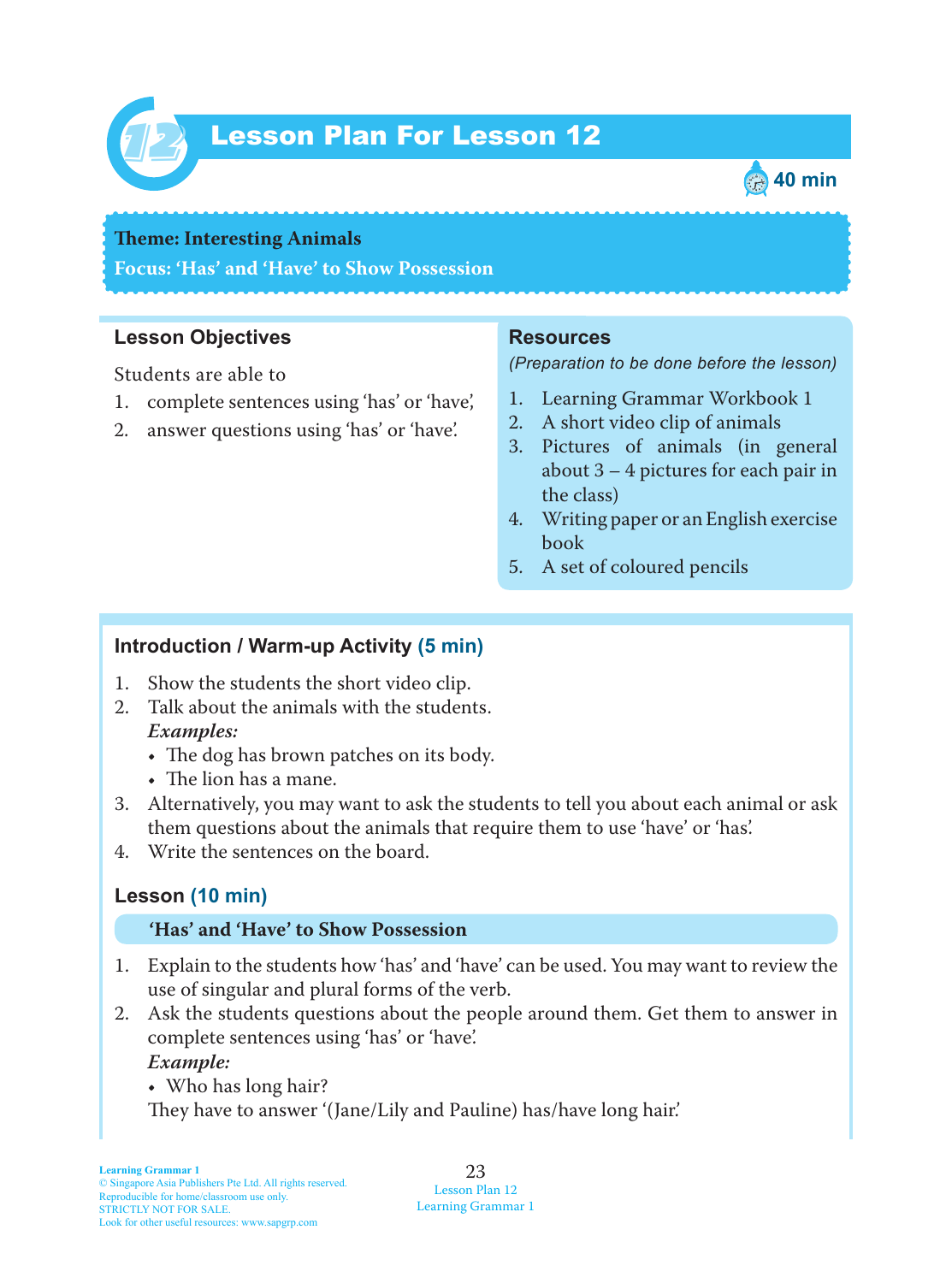# Lesson Plan For Lesson 12

40 min

**Theme: Interesting Animals**

**Focus: 'Has' and 'Have' to Show Possession**

## Lesson Objectives

Students are able to

1. complete sentences using 'has' or 'have',
2. answer questions using 'has' or 'have'.

## Resources

*(Preparation to be done before the lesson)*

1. Learning Grammar Workbook 1
2. A short video clip of animals
3. Pictures of animals (in general about 3 – 4 pictures for each pair in the class)
4. Writing paper or an English exercise book
5. A set of coloured pencils

## Introduction / Warm-up Activity (5 min)

1. Show the students the short video clip.
2. Talk about the animals with the students.

   ***Examples:***
   - The dog has brown patches on its body.
   - The lion has a mane.
3. Alternatively, you may want to ask the students to tell you about each animal or ask them questions about the animals that require them to use 'have' or 'has'.
4. Write the sentences on the board.

## Lesson (10 min)

### 'Has' and 'Have' to Show Possession

1. Explain to the students how 'has' and 'have' can be used. You may want to review the use of singular and plural forms of the verb.
2. Ask the students questions about the people around them. Get them to answer in complete sentences using 'has' or 'have'.

   ***Example:***
   - Who has long hair?

   They have to answer '(Jane/Lily and Pauline) has/have long hair.'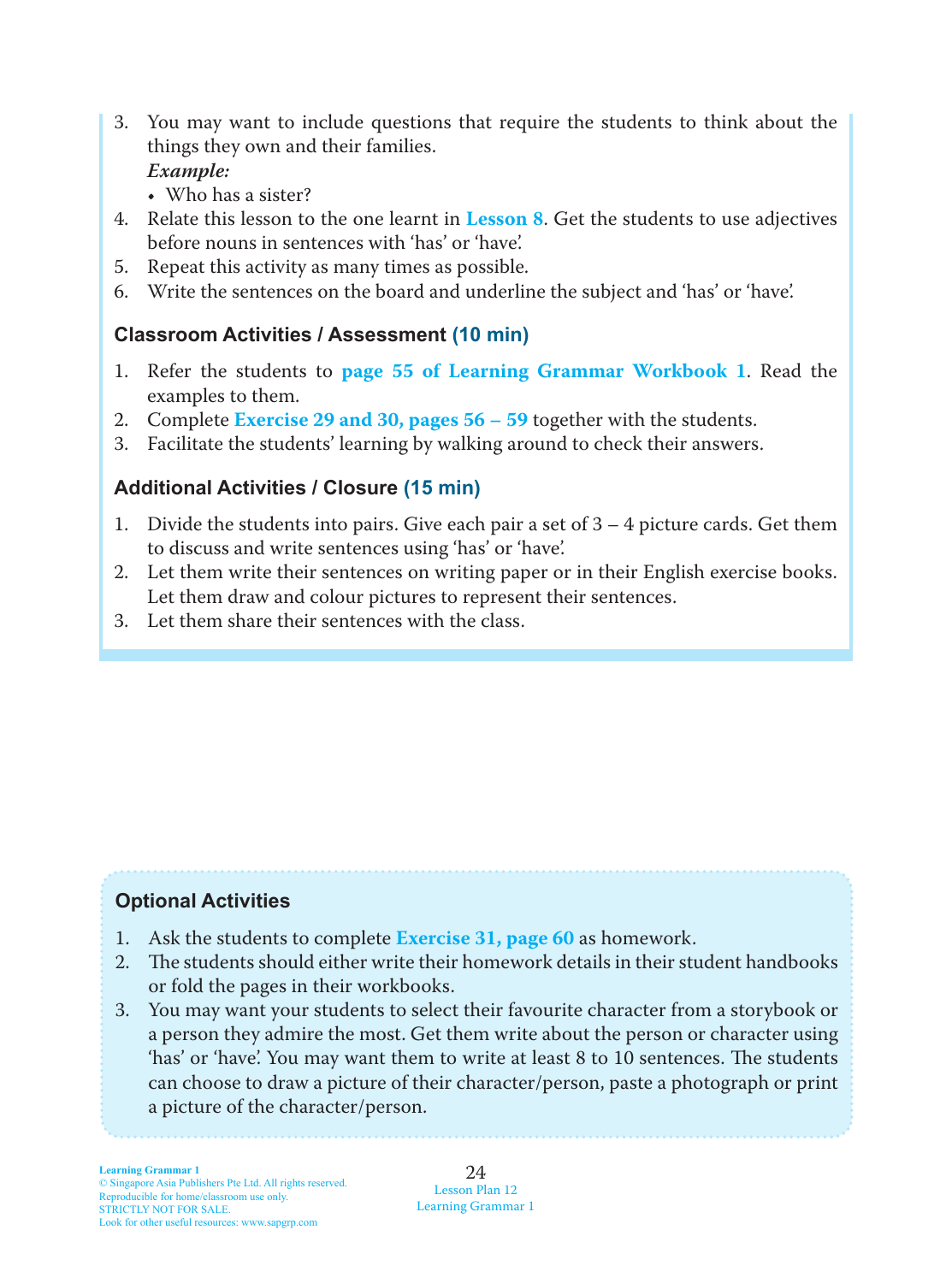3. You may want to include questions that require the students to think about the things they own and their families.
   *Example:*
   - Who has a sister?
4. Relate this lesson to the one learnt in **Lesson 8**. Get the students to use adjectives before nouns in sentences with 'has' or 'have'.
5. Repeat this activity as many times as possible.
6. Write the sentences on the board and underline the subject and 'has' or 'have'.

### Classroom Activities / Assessment (10 min)

1. Refer the students to **page 55 of Learning Grammar Workbook 1**. Read the examples to them.
2. Complete **Exercise 29 and 30, pages 56 – 59** together with the students.
3. Facilitate the students' learning by walking around to check their answers.

### Additional Activities / Closure (15 min)

1. Divide the students into pairs. Give each pair a set of 3 – 4 picture cards. Get them to discuss and write sentences using 'has' or 'have'.
2. Let them write their sentences on writing paper or in their English exercise books. Let them draw and colour pictures to represent their sentences.
3. Let them share their sentences with the class.

### Optional Activities

1. Ask the students to complete **Exercise 31, page 60** as homework.
2. The students should either write their homework details in their student handbooks or fold the pages in their workbooks.
3. You may want your students to select their favourite character from a storybook or a person they admire the most. Get them write about the person or character using 'has' or 'have'. You may want them to write at least 8 to 10 sentences. The students can choose to draw a picture of their character/person, paste a photograph or print a picture of the character/person.